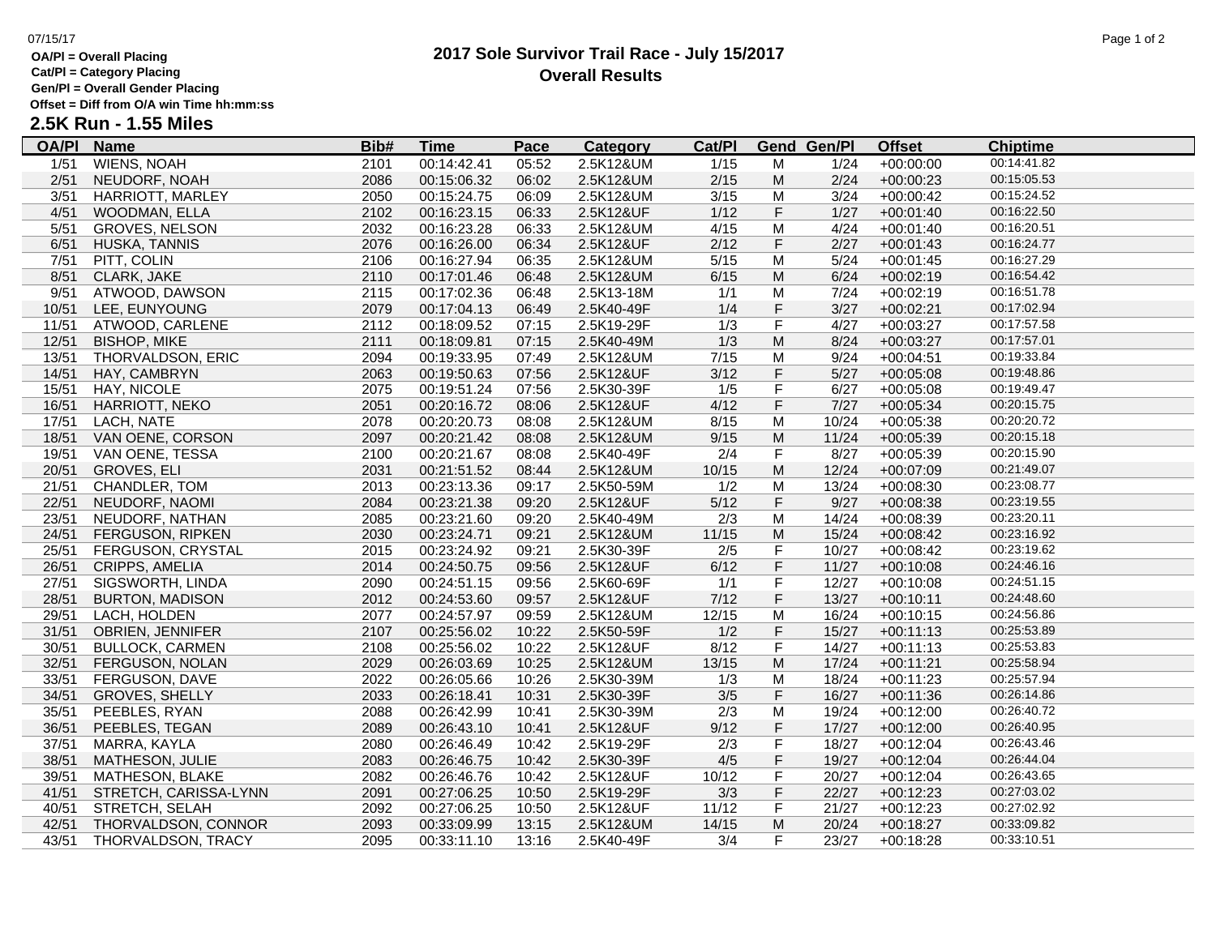07/15/17

**OA/Pl = Overall Placing**
**Cat/Pl = Category Placing**
**Gen/Pl = Overall Gender Placing**
**Offset = Diff from O/A win Time hh:mm:ss**

# 2017 Sole Survivor Trail Race - July 15/2017
## Overall Results

### 2.5K Run - 1.55 Miles

| OA/Pl | Name | Bib# | Time | Pace | Category | Cat/Pl | Gend | Gen/Pl | Offset | Chiptime |
|---|---|---|---|---|---|---|---|---|---|---|
| 1/51 | WIENS, NOAH | 2101 | 00:14:42.41 | 05:52 | 2.5K12&UM | 1/15 | M | 1/24 | +00:00:00 | 00:14:41.82 |
| 2/51 | NEUDORF, NOAH | 2086 | 00:15:06.32 | 06:02 | 2.5K12&UM | 2/15 | M | 2/24 | +00:00:23 | 00:15:05.53 |
| 3/51 | HARRIOTT, MARLEY | 2050 | 00:15:24.75 | 06:09 | 2.5K12&UM | 3/15 | M | 3/24 | +00:00:42 | 00:15:24.52 |
| 4/51 | WOODMAN, ELLA | 2102 | 00:16:23.15 | 06:33 | 2.5K12&UF | 1/12 | F | 1/27 | +00:01:40 | 00:16:22.50 |
| 5/51 | GROVES, NELSON | 2032 | 00:16:23.28 | 06:33 | 2.5K12&UM | 4/15 | M | 4/24 | +00:01:40 | 00:16:20.51 |
| 6/51 | HUSKA, TANNIS | 2076 | 00:16:26.00 | 06:34 | 2.5K12&UF | 2/12 | F | 2/27 | +00:01:43 | 00:16:24.77 |
| 7/51 | PITT, COLIN | 2106 | 00:16:27.94 | 06:35 | 2.5K12&UM | 5/15 | M | 5/24 | +00:01:45 | 00:16:27.29 |
| 8/51 | CLARK, JAKE | 2110 | 00:17:01.46 | 06:48 | 2.5K12&UM | 6/15 | M | 6/24 | +00:02:19 | 00:16:54.42 |
| 9/51 | ATWOOD, DAWSON | 2115 | 00:17:02.36 | 06:48 | 2.5K13-18M | 1/1 | M | 7/24 | +00:02:19 | 00:16:51.78 |
| 10/51 | LEE, EUNYOUNG | 2079 | 00:17:04.13 | 06:49 | 2.5K40-49F | 1/4 | F | 3/27 | +00:02:21 | 00:17:02.94 |
| 11/51 | ATWOOD, CARLENE | 2112 | 00:18:09.52 | 07:15 | 2.5K19-29F | 1/3 | F | 4/27 | +00:03:27 | 00:17:57.58 |
| 12/51 | BISHOP, MIKE | 2111 | 00:18:09.81 | 07:15 | 2.5K40-49M | 1/3 | M | 8/24 | +00:03:27 | 00:17:57.01 |
| 13/51 | THORVALDSON, ERIC | 2094 | 00:19:33.95 | 07:49 | 2.5K12&UM | 7/15 | M | 9/24 | +00:04:51 | 00:19:33.84 |
| 14/51 | HAY, CAMBRYN | 2063 | 00:19:50.63 | 07:56 | 2.5K12&UF | 3/12 | F | 5/27 | +00:05:08 | 00:19:48.86 |
| 15/51 | HAY, NICOLE | 2075 | 00:19:51.24 | 07:56 | 2.5K30-39F | 1/5 | F | 6/27 | +00:05:08 | 00:19:49.47 |
| 16/51 | HARRIOTT, NEKO | 2051 | 00:20:16.72 | 08:06 | 2.5K12&UF | 4/12 | F | 7/27 | +00:05:34 | 00:20:15.75 |
| 17/51 | LACH, NATE | 2078 | 00:20:20.73 | 08:08 | 2.5K12&UM | 8/15 | M | 10/24 | +00:05:38 | 00:20:20.72 |
| 18/51 | VAN OENE, CORSON | 2097 | 00:20:21.42 | 08:08 | 2.5K12&UM | 9/15 | M | 11/24 | +00:05:39 | 00:20:15.18 |
| 19/51 | VAN OENE, TESSA | 2100 | 00:20:21.67 | 08:08 | 2.5K40-49F | 2/4 | F | 8/27 | +00:05:39 | 00:20:15.90 |
| 20/51 | GROVES, ELI | 2031 | 00:21:51.52 | 08:44 | 2.5K12&UM | 10/15 | M | 12/24 | +00:07:09 | 00:21:49.07 |
| 21/51 | CHANDLER, TOM | 2013 | 00:23:13.36 | 09:17 | 2.5K50-59M | 1/2 | M | 13/24 | +00:08:30 | 00:23:08.77 |
| 22/51 | NEUDORF, NAOMI | 2084 | 00:23:21.38 | 09:20 | 2.5K12&UF | 5/12 | F | 9/27 | +00:08:38 | 00:23:19.55 |
| 23/51 | NEUDORF, NATHAN | 2085 | 00:23:21.60 | 09:20 | 2.5K40-49M | 2/3 | M | 14/24 | +00:08:39 | 00:23:20.11 |
| 24/51 | FERGUSON, RIPKEN | 2030 | 00:23:24.71 | 09:21 | 2.5K12&UM | 11/15 | M | 15/24 | +00:08:42 | 00:23:16.92 |
| 25/51 | FERGUSON, CRYSTAL | 2015 | 00:23:24.92 | 09:21 | 2.5K30-39F | 2/5 | F | 10/27 | +00:08:42 | 00:23:19.62 |
| 26/51 | CRIPPS, AMELIA | 2014 | 00:24:50.75 | 09:56 | 2.5K12&UF | 6/12 | F | 11/27 | +00:10:08 | 00:24:46.16 |
| 27/51 | SIGSWORTH, LINDA | 2090 | 00:24:51.15 | 09:56 | 2.5K60-69F | 1/1 | F | 12/27 | +00:10:08 | 00:24:51.15 |
| 28/51 | BURTON, MADISON | 2012 | 00:24:53.60 | 09:57 | 2.5K12&UF | 7/12 | F | 13/27 | +00:10:11 | 00:24:48.60 |
| 29/51 | LACH, HOLDEN | 2077 | 00:24:57.97 | 09:59 | 2.5K12&UM | 12/15 | M | 16/24 | +00:10:15 | 00:24:56.86 |
| 31/51 | OBRIEN, JENNIFER | 2107 | 00:25:56.02 | 10:22 | 2.5K50-59F | 1/2 | F | 15/27 | +00:11:13 | 00:25:53.89 |
| 30/51 | BULLOCK, CARMEN | 2108 | 00:25:56.02 | 10:22 | 2.5K12&UF | 8/12 | F | 14/27 | +00:11:13 | 00:25:53.83 |
| 32/51 | FERGUSON, NOLAN | 2029 | 00:26:03.69 | 10:25 | 2.5K12&UM | 13/15 | M | 17/24 | +00:11:21 | 00:25:58.94 |
| 33/51 | FERGUSON, DAVE | 2022 | 00:26:05.66 | 10:26 | 2.5K30-39M | 1/3 | M | 18/24 | +00:11:23 | 00:25:57.94 |
| 34/51 | GROVES, SHELLY | 2033 | 00:26:18.41 | 10:31 | 2.5K30-39F | 3/5 | F | 16/27 | +00:11:36 | 00:26:14.86 |
| 35/51 | PEEBLES, RYAN | 2088 | 00:26:42.99 | 10:41 | 2.5K30-39M | 2/3 | M | 19/24 | +00:12:00 | 00:26:40.72 |
| 36/51 | PEEBLES, TEGAN | 2089 | 00:26:43.10 | 10:41 | 2.5K12&UF | 9/12 | F | 17/27 | +00:12:00 | 00:26:40.95 |
| 37/51 | MARRA, KAYLA | 2080 | 00:26:46.49 | 10:42 | 2.5K19-29F | 2/3 | F | 18/27 | +00:12:04 | 00:26:43.46 |
| 38/51 | MATHESON, JULIE | 2083 | 00:26:46.75 | 10:42 | 2.5K30-39F | 4/5 | F | 19/27 | +00:12:04 | 00:26:44.04 |
| 39/51 | MATHESON, BLAKE | 2082 | 00:26:46.76 | 10:42 | 2.5K12&UF | 10/12 | F | 20/27 | +00:12:04 | 00:26:43.65 |
| 41/51 | STRETCH, CARISSA-LYNN | 2091 | 00:27:06.25 | 10:50 | 2.5K19-29F | 3/3 | F | 22/27 | +00:12:23 | 00:27:03.02 |
| 40/51 | STRETCH, SELAH | 2092 | 00:27:06.25 | 10:50 | 2.5K12&UF | 11/12 | F | 21/27 | +00:12:23 | 00:27:02.92 |
| 42/51 | THORVALDSON, CONNOR | 2093 | 00:33:09.99 | 13:15 | 2.5K12&UM | 14/15 | M | 20/24 | +00:18:27 | 00:33:09.82 |
| 43/51 | THORVALDSON, TRACY | 2095 | 00:33:11.10 | 13:16 | 2.5K40-49F | 3/4 | F | 23/27 | +00:18:28 | 00:33:10.51 |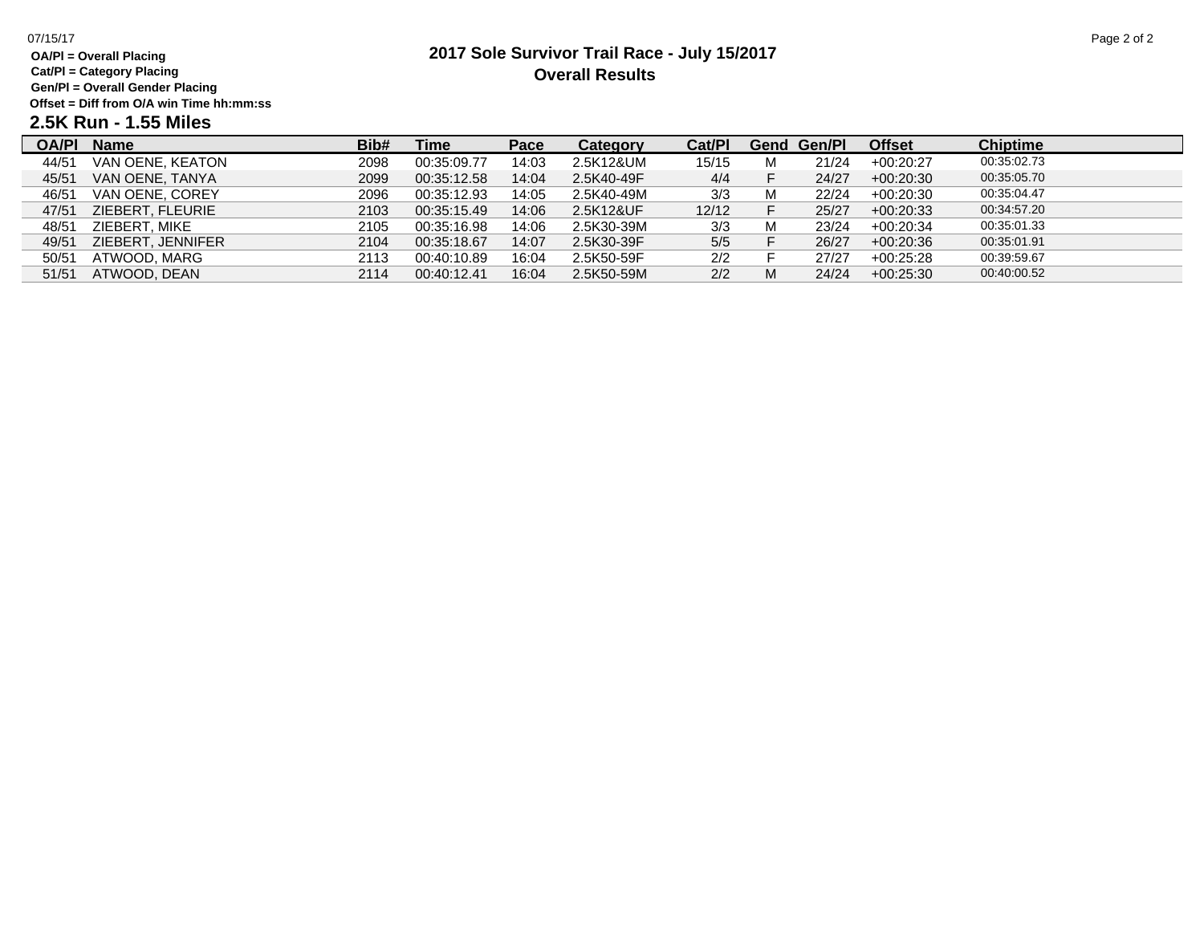**OA/Pl = Overall Placing**
**Cat/Pl = Category Placing**
**Gen/Pl = Overall Gender Placing**
**Offset = Diff from O/A win Time hh:mm:ss**

# 2017 Sole Survivor Trail Race - July 15/2017

## Overall Results

### 2.5K Run - 1.55 Miles

| OA/Pl | Name | Bib# | Time | Pace | Category | Cat/Pl | Gend | Gen/Pl | Offset | Chiptime |
|---|---|---|---|---|---|---|---|---|---|---|
| 44/51 | VAN OENE, KEATON | 2098 | 00:35:09.77 | 14:03 | 2.5K12&UM | 15/15 | M | 21/24 | +00:20:27 | 00:35:02.73 |
| 45/51 | VAN OENE, TANYA | 2099 | 00:35:12.58 | 14:04 | 2.5K40-49F | 4/4 | F | 24/27 | +00:20:30 | 00:35:05.70 |
| 46/51 | VAN OENE, COREY | 2096 | 00:35:12.93 | 14:05 | 2.5K40-49M | 3/3 | M | 22/24 | +00:20:30 | 00:35:04.47 |
| 47/51 | ZIEBERT, FLEURIE | 2103 | 00:35:15.49 | 14:06 | 2.5K12&UF | 12/12 | F | 25/27 | +00:20:33 | 00:34:57.20 |
| 48/51 | ZIEBERT, MIKE | 2105 | 00:35:16.98 | 14:06 | 2.5K30-39M | 3/3 | M | 23/24 | +00:20:34 | 00:35:01.33 |
| 49/51 | ZIEBERT, JENNIFER | 2104 | 00:35:18.67 | 14:07 | 2.5K30-39F | 5/5 | F | 26/27 | +00:20:36 | 00:35:01.91 |
| 50/51 | ATWOOD, MARG | 2113 | 00:40:10.89 | 16:04 | 2.5K50-59F | 2/2 | F | 27/27 | +00:25:28 | 00:39:59.67 |
| 51/51 | ATWOOD, DEAN | 2114 | 00:40:12.41 | 16:04 | 2.5K50-59M | 2/2 | M | 24/24 | +00:25:30 | 00:40:00.52 |